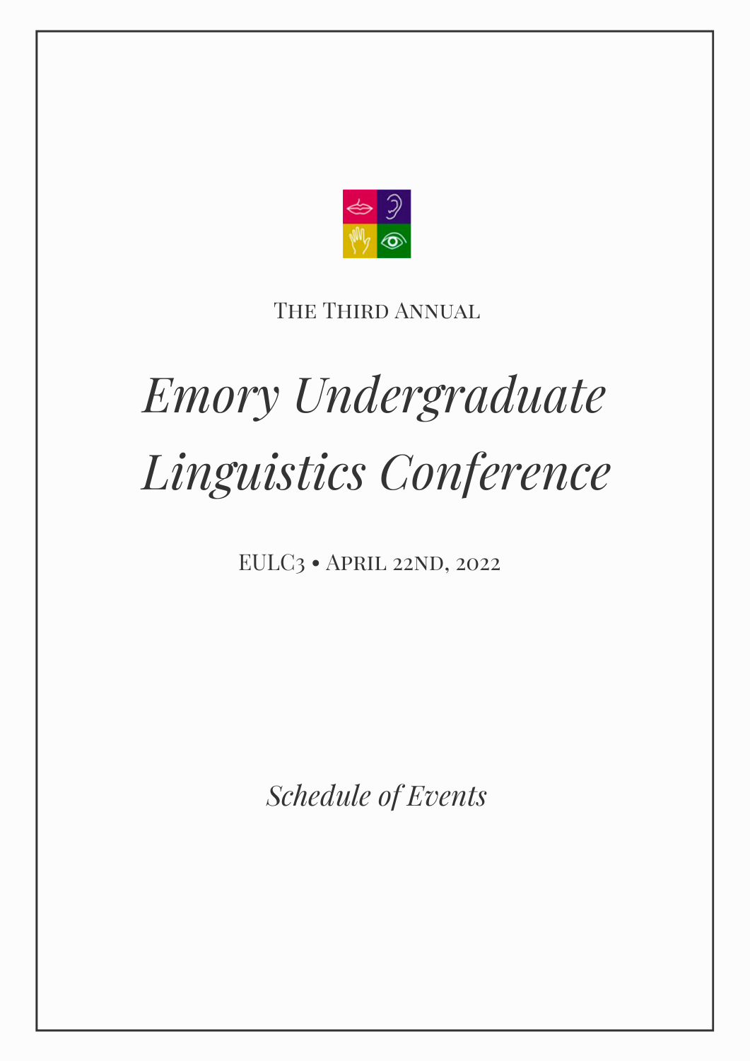The Third Annual

# *Emory Undergraduate Linguistics Conference*

EULC3 • April 22nd, 2022

*Schedule of Events*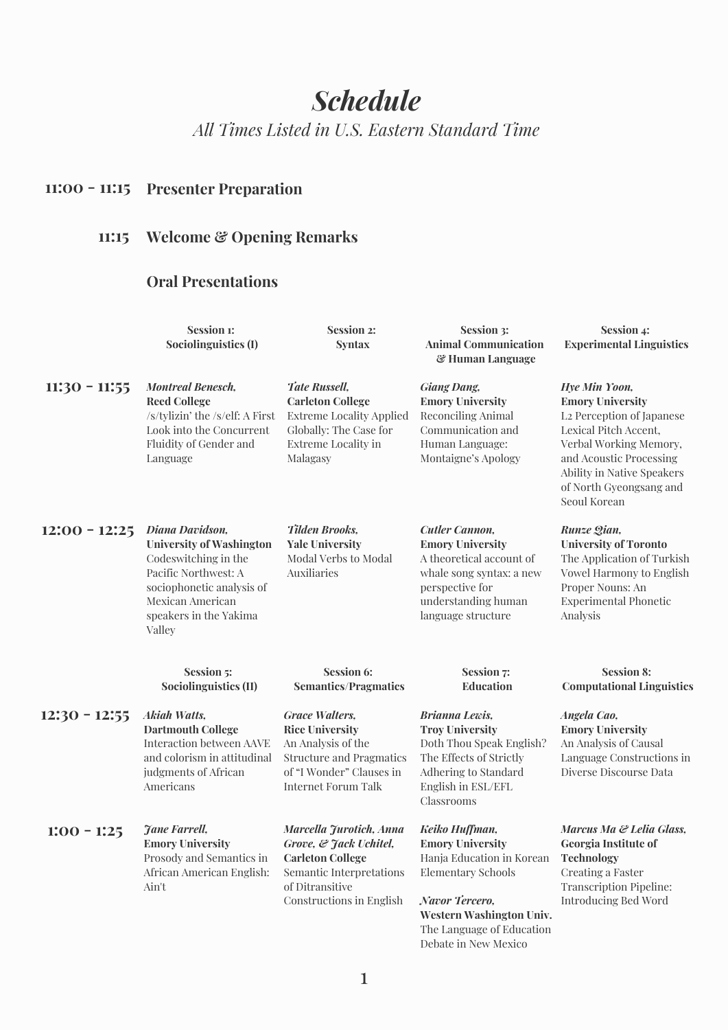# *Schedule*

*All Times Listed in U.S. Eastern Standard Time*

**11:00 - 11:15** **Presenter Preparation**

**11:15** **Welcome & Opening Remarks**

## Oral Presentations

| Time | Session 1: Sociolinguistics (I) | Session 2: Syntax | Session 3: Animal Communication & Human Language | Session 4: Experimental Linguistics |
| --- | --- | --- | --- | --- |
| **11:30 - 11:55** | ***Montreal Benesch,*** **Reed College** /s/tylizin' the /s/elf: A First Look into the Concurrent Fluidity of Gender and Language | ***Tate Russell,*** **Carleton College** Extreme Locality Applied Globally: The Case for Extreme Locality in Malagasy | ***Giang Dang,*** **Emory University** Reconciling Animal Communication and Human Language: Montaigne's Apology | ***Hye Min Yoon,*** **Emory University** L2 Perception of Japanese Lexical Pitch Accent, Verbal Working Memory, and Acoustic Processing Ability in Native Speakers of North Gyeongsang and Seoul Korean |
| **12:00 - 12:25** | ***Diana Davidson,*** **University of Washington** Codeswitching in the Pacific Northwest: A sociophonetic analysis of Mexican American speakers in the Yakima Valley | ***Tilden Brooks,*** **Yale University** Modal Verbs to Modal Auxiliaries | ***Cutler Cannon,*** **Emory University** A theoretical account of whale song syntax: a new perspective for understanding human language structure | ***Runze Qian,*** **University of Toronto** The Application of Turkish Vowel Harmony to English Proper Nouns: An Experimental Phonetic Analysis |

| Time | Session 5: Sociolinguistics (II) | Session 6: Semantics/Pragmatics | Session 7: Education | Session 8: Computational Linguistics |
| --- | --- | --- | --- | --- |
| **12:30 - 12:55** | ***Akiah Watts,*** **Dartmouth College** Interaction between AAVE and colorism in attitudinal judgments of African Americans | ***Grace Walters,*** **Rice University** An Analysis of the Structure and Pragmatics of "I Wonder" Clauses in Internet Forum Talk | ***Brianna Lewis,*** **Troy University** Doth Thou Speak English? The Effects of Strictly Adhering to Standard English in ESL/EFL Classrooms | ***Angela Cao,*** **Emory University** An Analysis of Causal Language Constructions in Diverse Discourse Data |
| **1:00 - 1:25** | ***Jane Farrell,*** **Emory University** Prosody and Semantics in African American English: Ain't | ***Marcella Jurotich, Anna Grove, & Jack Uchitel,*** **Carleton College** Semantic Interpretations of Ditransitive Constructions in English | ***Keiko Huffman,*** **Emory University** Hanja Education in Korean Elementary Schools<br><br>***Navor Tercero,*** **Western Washington Univ.** The Language of Education Debate in New Mexico | ***Marcus Ma & Lelia Glass,*** **Georgia Institute of Technology** Creating a Faster Transcription Pipeline: Introducing Bed Word |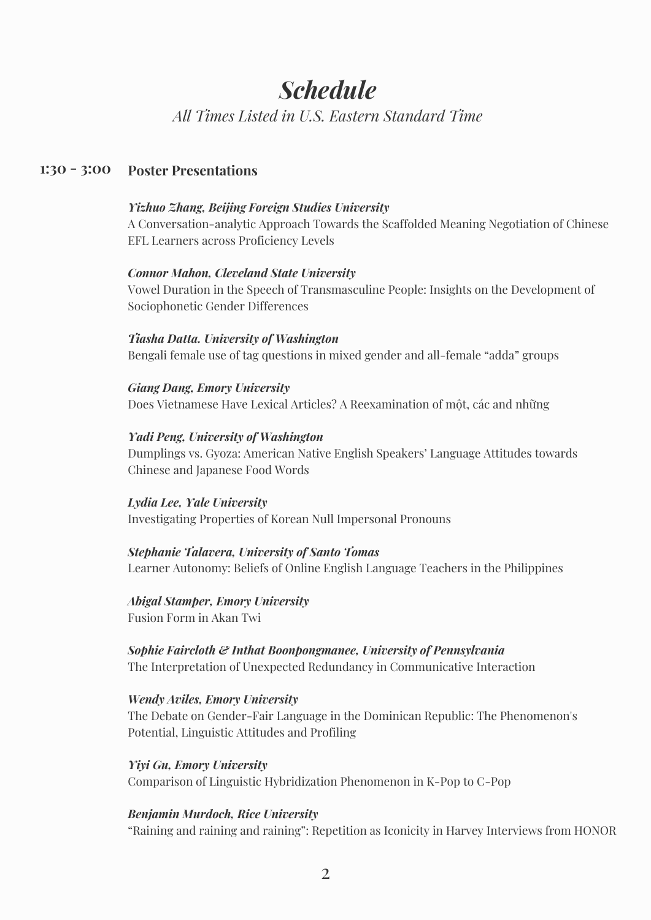# *Schedule*

*All Times Listed in U.S. Eastern Standard Time*

**1:30 - 3:00 Poster Presentations**

***Yizhuo Zhang, Beijing Foreign Studies University***
A Conversation-analytic Approach Towards the Scaffolded Meaning Negotiation of Chinese EFL Learners across Proficiency Levels

***Connor Mahon, Cleveland State University***
Vowel Duration in the Speech of Transmasculine People: Insights on the Development of Sociophonetic Gender Differences

***Tiasha Datta. University of Washington***
Bengali female use of tag questions in mixed gender and all-female "adda" groups

***Giang Dang, Emory University***
Does Vietnamese Have Lexical Articles? A Reexamination of một, các and những

***Yadi Peng, University of Washington***
Dumplings vs. Gyoza: American Native English Speakers' Language Attitudes towards Chinese and Japanese Food Words

***Lydia Lee, Yale University***
Investigating Properties of Korean Null Impersonal Pronouns

***Stephanie Talavera, University of Santo Tomas***
Learner Autonomy: Beliefs of Online English Language Teachers in the Philippines

***Abigal Stamper, Emory University***
Fusion Form in Akan Twi

***Sophie Faircloth & Inthat Boonpongmanee, University of Pennsylvania***
The Interpretation of Unexpected Redundancy in Communicative Interaction

***Wendy Aviles, Emory University***
The Debate on Gender-Fair Language in the Dominican Republic: The Phenomenon's Potential, Linguistic Attitudes and Profiling

***Yiyi Gu, Emory University***
Comparison of Linguistic Hybridization Phenomenon in K-Pop to C-Pop

***Benjamin Murdoch, Rice University***
"Raining and raining and raining": Repetition as Iconicity in Harvey Interviews from HONOR